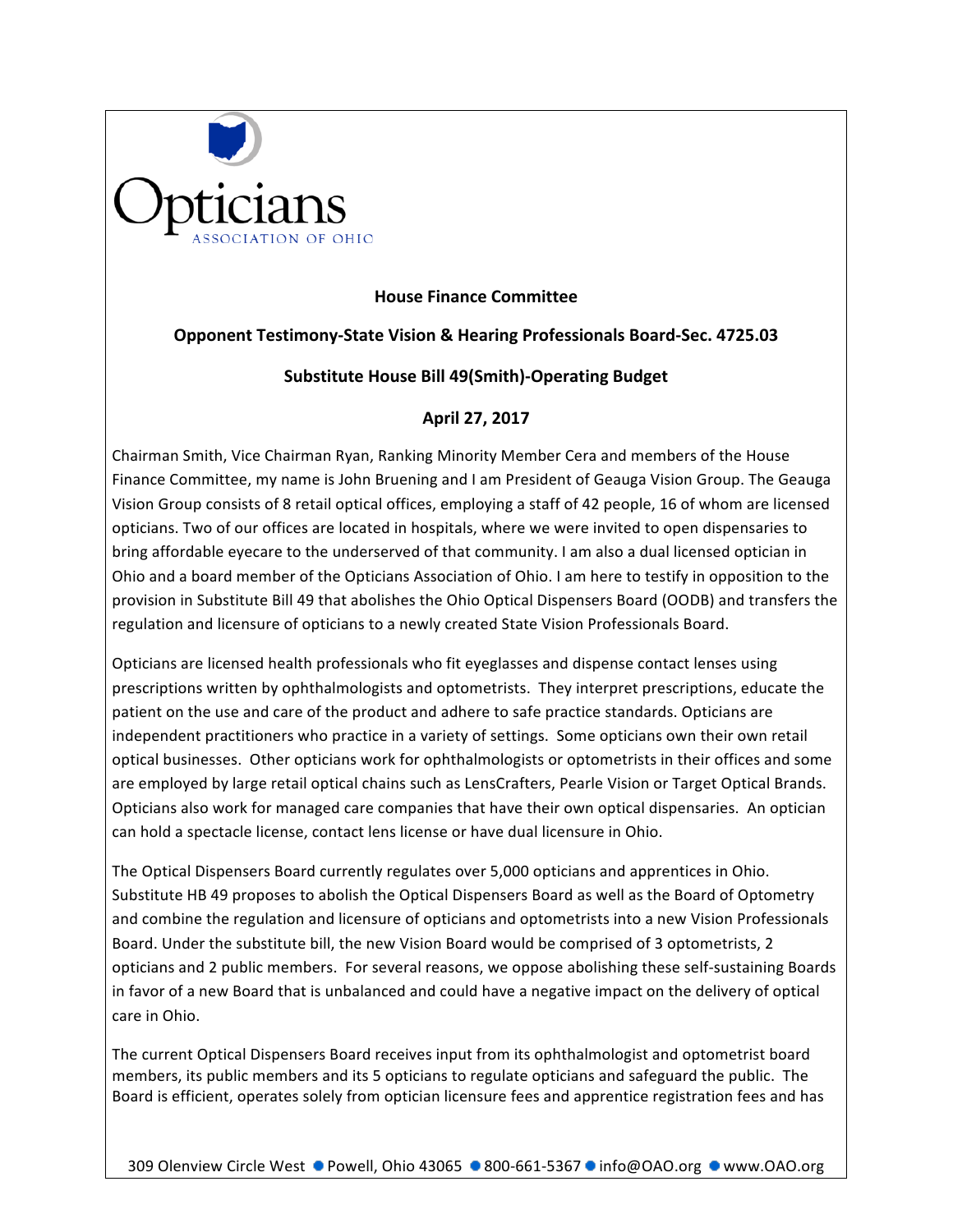Opticians
ASSOCIATION OF OHIO

**House Finance Committee**

**Opponent Testimony-State Vision & Hearing Professionals Board-Sec. 4725.03**

**Substitute House Bill 49(Smith)-Operating Budget**

**April 27, 2017**

Chairman Smith, Vice Chairman Ryan, Ranking Minority Member Cera and members of the House Finance Committee, my name is John Bruening and I am President of Geauga Vision Group. The Geauga Vision Group consists of 8 retail optical offices, employing a staff of 42 people, 16 of whom are licensed opticians. Two of our offices are located in hospitals, where we were invited to open dispensaries to bring affordable eyecare to the underserved of that community. I am also a dual licensed optician in Ohio and a board member of the Opticians Association of Ohio. I am here to testify in opposition to the provision in Substitute Bill 49 that abolishes the Ohio Optical Dispensers Board (OODB) and transfers the regulation and licensure of opticians to a newly created State Vision Professionals Board.

Opticians are licensed health professionals who fit eyeglasses and dispense contact lenses using prescriptions written by ophthalmologists and optometrists. They interpret prescriptions, educate the patient on the use and care of the product and adhere to safe practice standards. Opticians are independent practitioners who practice in a variety of settings. Some opticians own their own retail optical businesses. Other opticians work for ophthalmologists or optometrists in their offices and some are employed by large retail optical chains such as LensCrafters, Pearle Vision or Target Optical Brands. Opticians also work for managed care companies that have their own optical dispensaries. An optician can hold a spectacle license, contact lens license or have dual licensure in Ohio.

The Optical Dispensers Board currently regulates over 5,000 opticians and apprentices in Ohio. Substitute HB 49 proposes to abolish the Optical Dispensers Board as well as the Board of Optometry and combine the regulation and licensure of opticians and optometrists into a new Vision Professionals Board. Under the substitute bill, the new Vision Board would be comprised of 3 optometrists, 2 opticians and 2 public members. For several reasons, we oppose abolishing these self-sustaining Boards in favor of a new Board that is unbalanced and could have a negative impact on the delivery of optical care in Ohio.

The current Optical Dispensers Board receives input from its ophthalmologist and optometrist board members, its public members and its 5 opticians to regulate opticians and safeguard the public. The Board is efficient, operates solely from optician licensure fees and apprentice registration fees and has

309 Olenview Circle West • Powell, Ohio 43065 • 800-661-5367 • info@OAO.org • www.OAO.org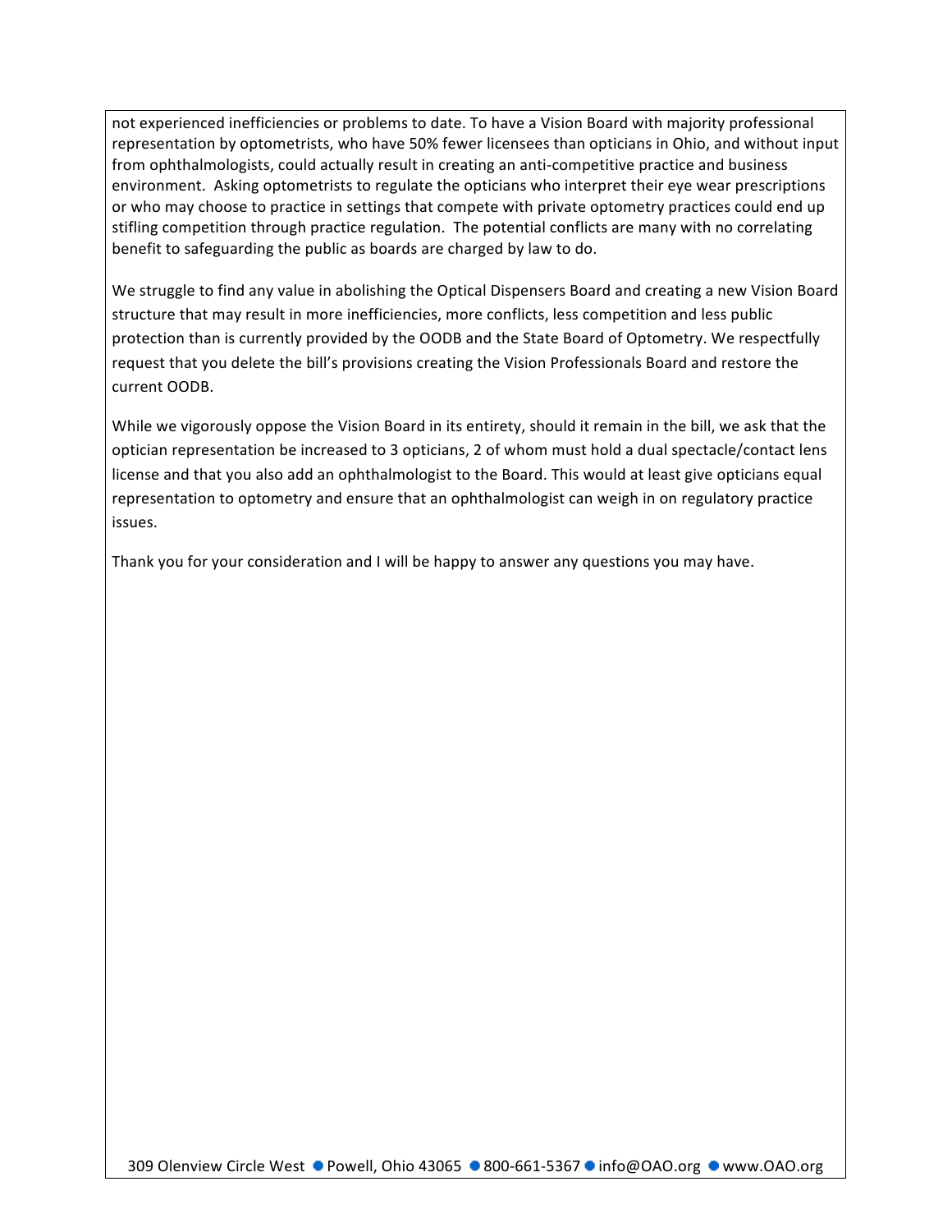not experienced inefficiencies or problems to date. To have a Vision Board with majority professional representation by optometrists, who have 50% fewer licensees than opticians in Ohio, and without input from ophthalmologists, could actually result in creating an anti-competitive practice and business environment. Asking optometrists to regulate the opticians who interpret their eye wear prescriptions or who may choose to practice in settings that compete with private optometry practices could end up stifling competition through practice regulation. The potential conflicts are many with no correlating benefit to safeguarding the public as boards are charged by law to do.

We struggle to find any value in abolishing the Optical Dispensers Board and creating a new Vision Board structure that may result in more inefficiencies, more conflicts, less competition and less public protection than is currently provided by the OODB and the State Board of Optometry. We respectfully request that you delete the bill's provisions creating the Vision Professionals Board and restore the current OODB.

While we vigorously oppose the Vision Board in its entirety, should it remain in the bill, we ask that the optician representation be increased to 3 opticians, 2 of whom must hold a dual spectacle/contact lens license and that you also add an ophthalmologist to the Board. This would at least give opticians equal representation to optometry and ensure that an ophthalmologist can weigh in on regulatory practice issues.

Thank you for your consideration and I will be happy to answer any questions you may have.